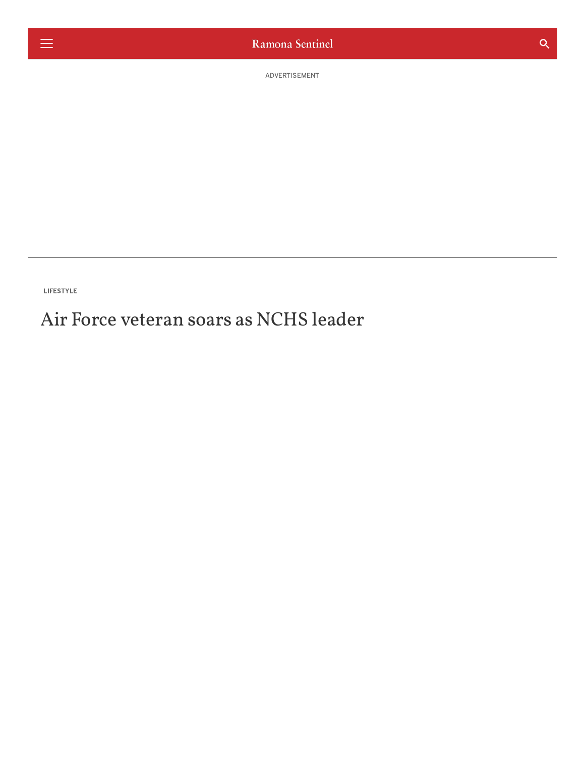LIFESTYLE

# Air Force veteran soars as NCHS leader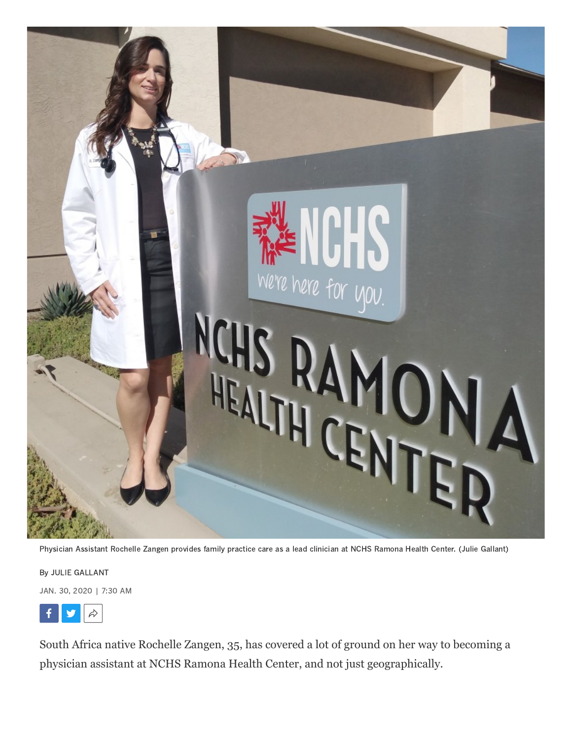Physician Assistant Rochelle Zangen provides family practice care as a lead clinician at NCHS Ramona Health Center. (Julie Gallant)

By JULIE GALLANT

JAN. 30, 2020 | 7:30 AM

South Africa native Rochelle Zangen, 35, has covered a lot of ground on her way to becoming a physician assistant at NCHS Ramona Health Center, and not just geographically.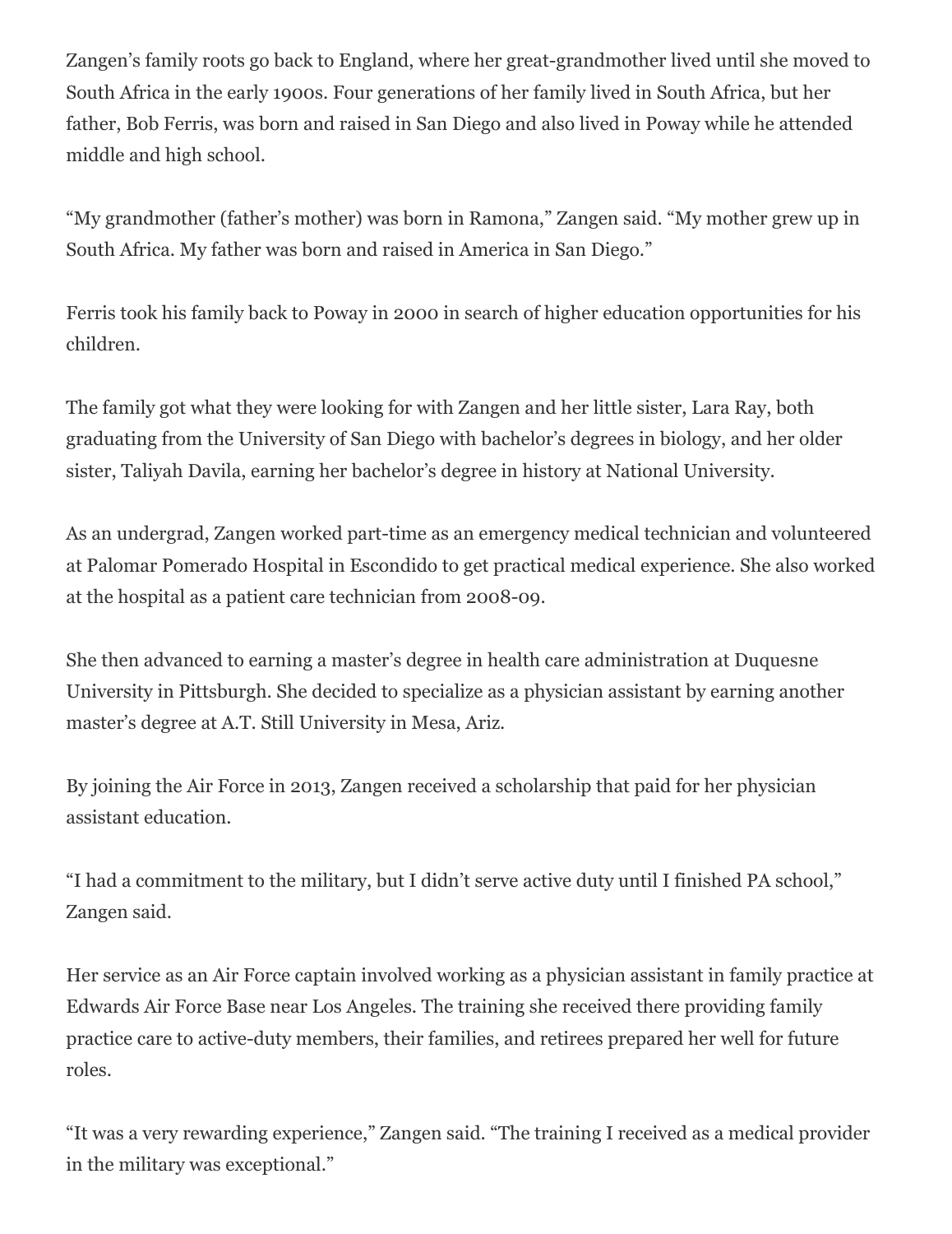Zangen's family roots go back to England, where her great-grandmother lived until she moved to South Africa in the early 1900s. Four generations of her family lived in South Africa, but her father, Bob Ferris, was born and raised in San Diego and also lived in Poway while he attended middle and high school.

"My grandmother (father's mother) was born in Ramona," Zangen said. "My mother grew up in South Africa. My father was born and raised in America in San Diego."

Ferris took his family back to Poway in 2000 in search of higher education opportunities for his children.

The family got what they were looking for with Zangen and her little sister, Lara Ray, both graduating from the University of San Diego with bachelor's degrees in biology, and her older sister, Taliyah Davila, earning her bachelor's degree in history at National University.

As an undergrad, Zangen worked part-time as an emergency medical technician and volunteered at Palomar Pomerado Hospital in Escondido to get practical medical experience. She also worked at the hospital as a patient care technician from 2008-09.

She then advanced to earning a master's degree in health care administration at Duquesne University in Pittsburgh. She decided to specialize as a physician assistant by earning another master's degree at A.T. Still University in Mesa, Ariz.

By joining the Air Force in 2013, Zangen received a scholarship that paid for her physician assistant education.

"I had a commitment to the military, but I didn't serve active duty until I finished PA school," Zangen said.

Her service as an Air Force captain involved working as a physician assistant in family practice at Edwards Air Force Base near Los Angeles. The training she received there providing family practice care to active-duty members, their families, and retirees prepared her well for future roles.

"It was a very rewarding experience," Zangen said. "The training I received as a medical provider in the military was exceptional."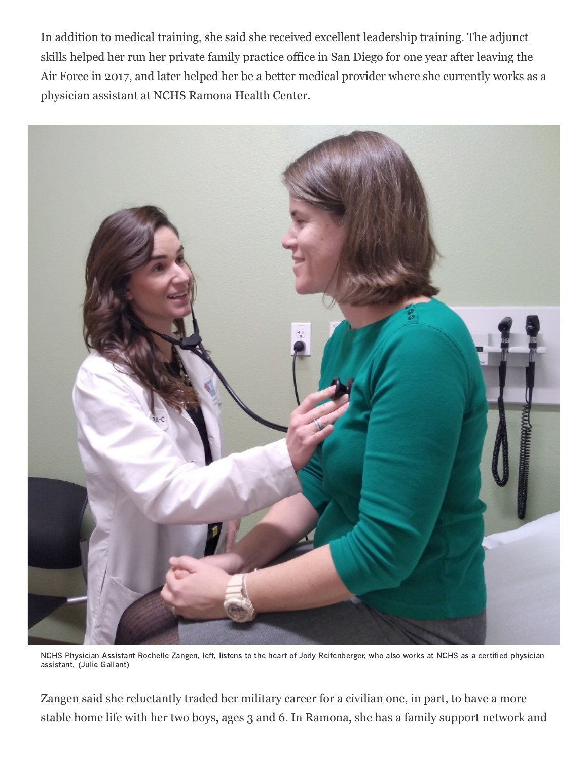In addition to medical training, she said she received excellent leadership training. The adjunct skills helped her run her private family practice office in San Diego for one year after leaving the Air Force in 2017, and later helped her be a better medical provider where she currently works as a physician assistant at NCHS Ramona Health Center.

NCHS Physician Assistant Rochelle Zangen, left, listens to the heart of Jody Reifenberger, who also works at NCHS as a certified physician assistant. (Julie Gallant)

Zangen said she reluctantly traded her military career for a civilian one, in part, to have a more stable home life with her two boys, ages 3 and 6. In Ramona, she has a family support network and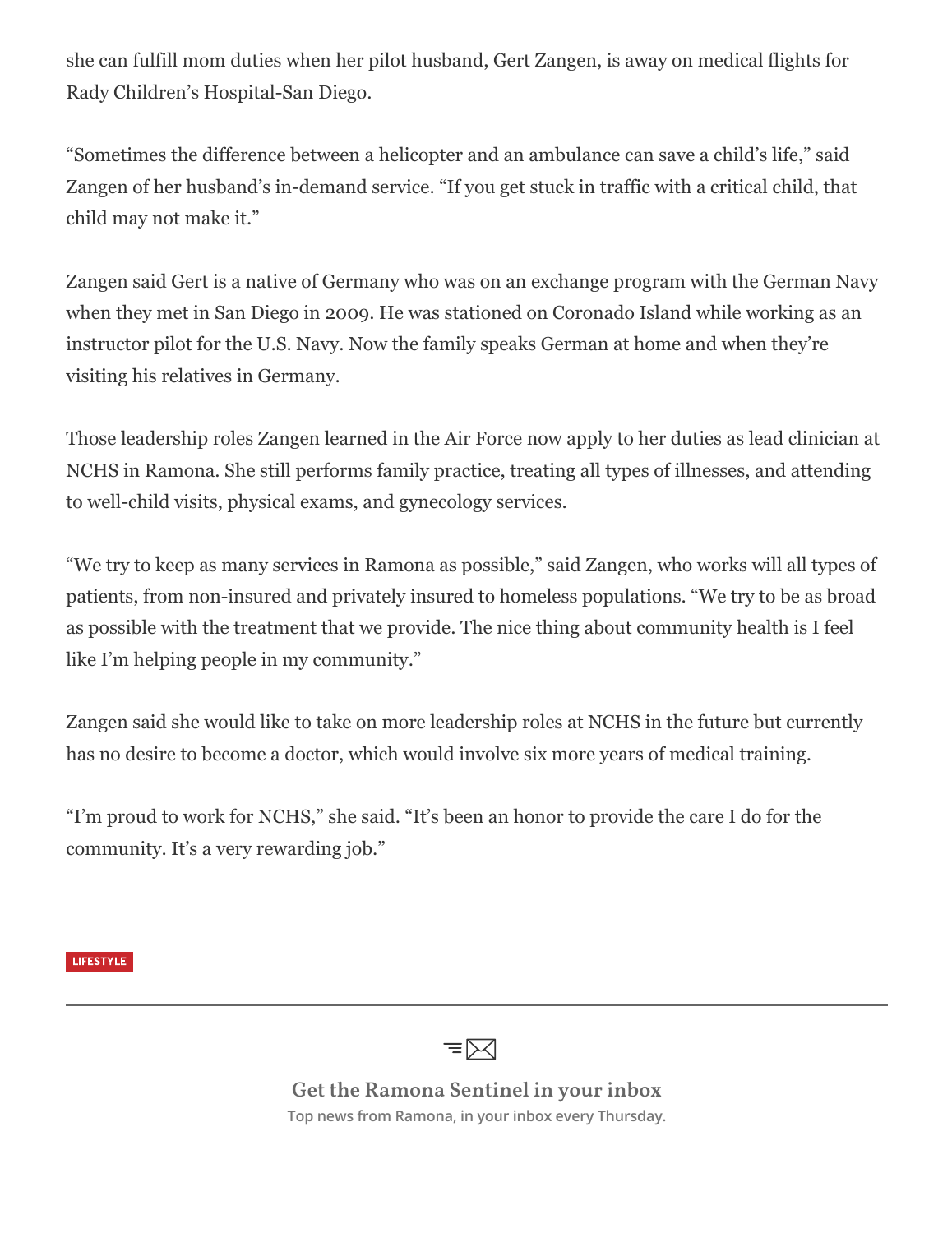she can fulfill mom duties when her pilot husband, Gert Zangen, is away on medical flights for Rady Children's Hospital-San Diego.

"Sometimes the difference between a helicopter and an ambulance can save a child's life," said Zangen of her husband's in-demand service. "If you get stuck in traffic with a critical child, that child may not make it."

Zangen said Gert is a native of Germany who was on an exchange program with the German Navy when they met in San Diego in 2009. He was stationed on Coronado Island while working as an instructor pilot for the U.S. Navy. Now the family speaks German at home and when they're visiting his relatives in Germany.

Those leadership roles Zangen learned in the Air Force now apply to her duties as lead clinician at NCHS in Ramona. She still performs family practice, treating all types of illnesses, and attending to well-child visits, physical exams, and gynecology services.

"We try to keep as many services in Ramona as possible," said Zangen, who works will all types of patients, from non-insured and privately insured to homeless populations. "We try to be as broad as possible with the treatment that we provide. The nice thing about community health is I feel like I'm helping people in my community."

Zangen said she would like to take on more leadership roles at NCHS in the future but currently has no desire to become a doctor, which would involve six more years of medical training.

"I'm proud to work for NCHS," she said. "It's been an honor to provide the care I do for the community. It's a very rewarding job."

LIFESTYLE

**Get the Ramona Sentinel in your inbox**

Top news from Ramona, in your inbox every Thursday.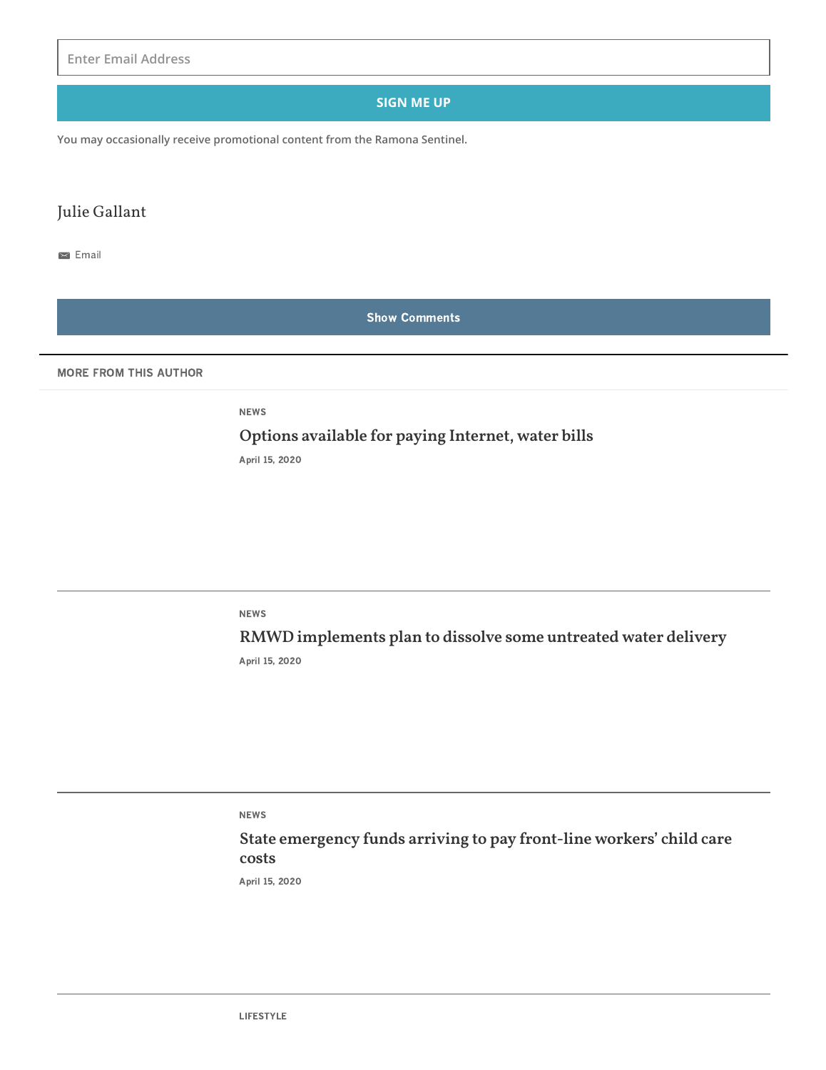Enter Email Address

**SIGN ME UP**

You may occasionally receive promotional content from the Ramona Sentinel.

Julie Gallant

Email

Show Comments

**MORE FROM THIS AUTHOR**

NEWS

### Options available for paying Internet, water bills

April 15, 2020

---

NEWS

### RMWD implements plan to dissolve some untreated water delivery

April 15, 2020

---

NEWS

### State emergency funds arriving to pay front-line workers' child care costs

April 15, 2020

---

LIFESTYLE